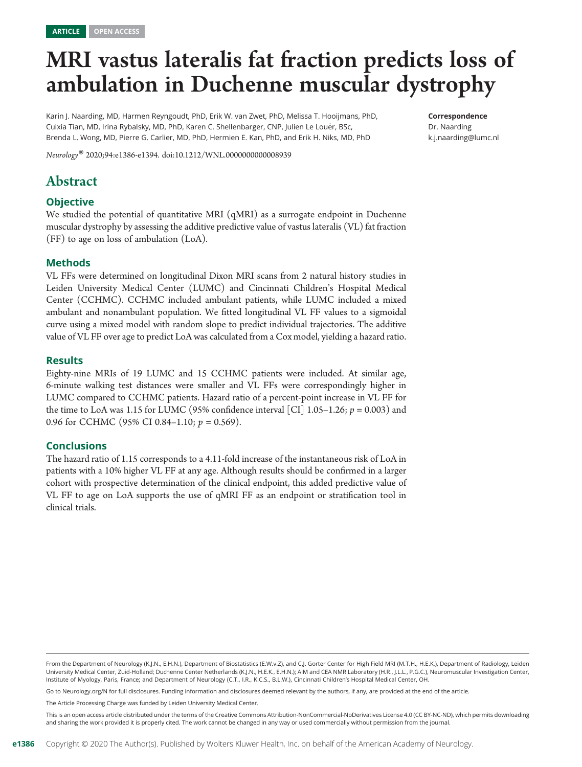ARTICLE OPEN ACCESS

# MRI vastus lateralis fat fraction predicts loss of ambulation in Duchenne muscular dystrophy

Karin J. Naarding, MD, Harmen Reyngoudt, PhD, Erik W. van Zwet, PhD, Melissa T. Hooijmans, PhD, Cuixia Tian, MD, Irina Rybalsky, MD, PhD, Karen C. Shellenbarger, CNP, Julien Le Louër, BSc, Brenda L. Wong, MD, Pierre G. Carlier, MD, PhD, Hermien E. Kan, PhD, and Erik H. Niks, MD, PhD

*Neurology*® 2020;94:e1386-e1394. doi:10.1212/WNL.0000000000008939

**Correspondence**
Dr. Naarding
k.j.naarding@lumc.nl

## Abstract

### Objective

We studied the potential of quantitative MRI (qMRI) as a surrogate endpoint in Duchenne muscular dystrophy by assessing the additive predictive value of vastus lateralis (VL) fat fraction (FF) to age on loss of ambulation (LoA).

### Methods

VL FFs were determined on longitudinal Dixon MRI scans from 2 natural history studies in Leiden University Medical Center (LUMC) and Cincinnati Children's Hospital Medical Center (CCHMC). CCHMC included ambulant patients, while LUMC included a mixed ambulant and nonambulant population. We fitted longitudinal VL FF values to a sigmoidal curve using a mixed model with random slope to predict individual trajectories. The additive value of VL FF over age to predict LoA was calculated from a Cox model, yielding a hazard ratio.

### Results

Eighty-nine MRIs of 19 LUMC and 15 CCHMC patients were included. At similar age, 6-minute walking test distances were smaller and VL FFs were correspondingly higher in LUMC compared to CCHMC patients. Hazard ratio of a percent-point increase in VL FF for the time to LoA was 1.15 for LUMC (95% confidence interval [CI] 1.05–1.26; $p = 0.003$) and 0.96 for CCHMC (95% CI 0.84–1.10; $p = 0.569$).

### Conclusions

The hazard ratio of 1.15 corresponds to a 4.11-fold increase of the instantaneous risk of LoA in patients with a 10% higher VL FF at any age. Although results should be confirmed in a larger cohort with prospective determination of the clinical endpoint, this added predictive value of VL FF to age on LoA supports the use of qMRI FF as an endpoint or stratification tool in clinical trials.

From the Department of Neurology (K.J.N., E.H.N.), Department of Biostatistics (E.W.v.Z), and C.J. Gorter Center for High Field MRI (M.T.H., H.E.K.), Department of Radiology, Leiden University Medical Center, Zuid-Holland; Duchenne Center Netherlands (K.J.N., H.E.K., E.H.N.); AIM and CEA NMR Laboratory (H.R., J.L.L., P.G.C.), Neuromuscular Investigation Center, Institute of Myology, Paris, France; and Department of Neurology (C.T., I.R., K.C.S., B.L.W.), Cincinnati Children's Hospital Medical Center, OH.

Go to Neurology.org/N for full disclosures. Funding information and disclosures deemed relevant by the authors, if any, are provided at the end of the article.

The Article Processing Charge was funded by Leiden University Medical Center.

This is an open access article distributed under the terms of the Creative Commons Attribution-NonCommercial-NoDerivatives License 4.0 (CC BY-NC-ND), which permits downloading and sharing the work provided it is properly cited. The work cannot be changed in any way or used commercially without permission from the journal.

Copyright © 2020 The Author(s). Published by Wolters Kluwer Health, Inc. on behalf of the American Academy of Neurology.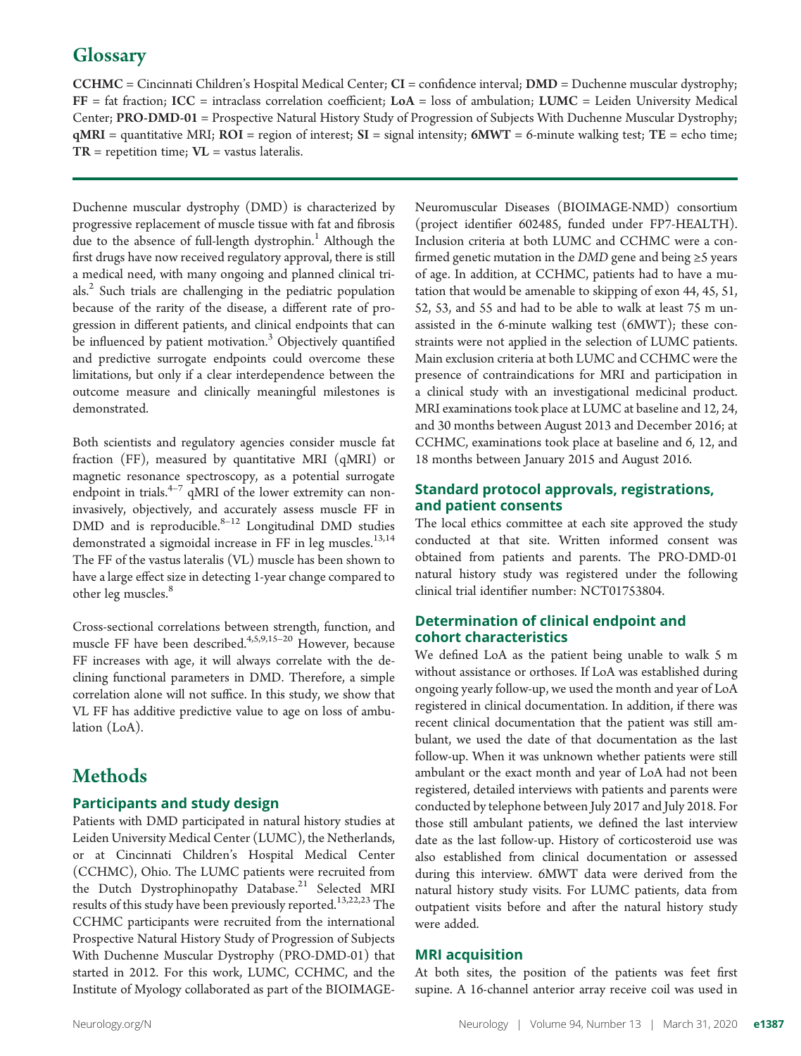## Glossary

**CCHMC** = Cincinnati Children's Hospital Medical Center; **CI** = confidence interval; **DMD** = Duchenne muscular dystrophy; **FF** = fat fraction; **ICC** = intraclass correlation coefficient; **LoA** = loss of ambulation; **LUMC** = Leiden University Medical Center; **PRO-DMD-01** = Prospective Natural History Study of Progression of Subjects With Duchenne Muscular Dystrophy; **qMRI** = quantitative MRI; **ROI** = region of interest; **SI** = signal intensity; **6MWT** = 6-minute walking test; **TE** = echo time; **TR** = repetition time; **VL** = vastus lateralis.

Duchenne muscular dystrophy (DMD) is characterized by progressive replacement of muscle tissue with fat and fibrosis due to the absence of full-length dystrophin.[1] Although the first drugs have now received regulatory approval, there is still a medical need, with many ongoing and planned clinical trials.[2] Such trials are challenging in the pediatric population because of the rarity of the disease, a different rate of progression in different patients, and clinical endpoints that can be influenced by patient motivation.[3] Objectively quantified and predictive surrogate endpoints could overcome these limitations, but only if a clear interdependence between the outcome measure and clinically meaningful milestones is demonstrated.

Both scientists and regulatory agencies consider muscle fat fraction (FF), measured by quantitative MRI (qMRI) or magnetic resonance spectroscopy, as a potential surrogate endpoint in trials.[4–7] qMRI of the lower extremity can noninvasively, objectively, and accurately assess muscle FF in DMD and is reproducible.[8–12] Longitudinal DMD studies demonstrated a sigmoidal increase in FF in leg muscles.[13,14] The FF of the vastus lateralis (VL) muscle has been shown to have a large effect size in detecting 1-year change compared to other leg muscles.[8]

Cross-sectional correlations between strength, function, and muscle FF have been described.[4,5,9,15–20] However, because FF increases with age, it will always correlate with the declining functional parameters in DMD. Therefore, a simple correlation alone will not suffice. In this study, we show that VL FF has additive predictive value to age on loss of ambulation (LoA).

# Methods

## Participants and study design

Patients with DMD participated in natural history studies at Leiden University Medical Center (LUMC), the Netherlands, or at Cincinnati Children's Hospital Medical Center (CCHMC), Ohio. The LUMC patients were recruited from the Dutch Dystrophinopathy Database.[21] Selected MRI results of this study have been previously reported.[13,22,23] The CCHMC participants were recruited from the international Prospective Natural History Study of Progression of Subjects With Duchenne Muscular Dystrophy (PRO-DMD-01) that started in 2012. For this work, LUMC, CCHMC, and the Institute of Myology collaborated as part of the BIOIMAGE-Neuromuscular Diseases (BIOIMAGE-NMD) consortium (project identifier 602485, funded under FP7-HEALTH). Inclusion criteria at both LUMC and CCHMC were a confirmed genetic mutation in the *DMD* gene and being ≥5 years of age. In addition, at CCHMC, patients had to have a mutation that would be amenable to skipping of exon 44, 45, 51, 52, 53, and 55 and had to be able to walk at least 75 m unassisted in the 6-minute walking test (6MWT); these constraints were not applied in the selection of LUMC patients. Main exclusion criteria at both LUMC and CCHMC were the presence of contraindications for MRI and participation in a clinical study with an investigational medicinal product. MRI examinations took place at LUMC at baseline and 12, 24, and 30 months between August 2013 and December 2016; at CCHMC, examinations took place at baseline and 6, 12, and 18 months between January 2015 and August 2016.

## Standard protocol approvals, registrations, and patient consents

The local ethics committee at each site approved the study conducted at that site. Written informed consent was obtained from patients and parents. The PRO-DMD-01 natural history study was registered under the following clinical trial identifier number: NCT01753804.

## Determination of clinical endpoint and cohort characteristics

We defined LoA as the patient being unable to walk 5 m without assistance or orthoses. If LoA was established during ongoing yearly follow-up, we used the month and year of LoA registered in clinical documentation. In addition, if there was recent clinical documentation that the patient was still ambulant, we used the date of that documentation as the last follow-up. When it was unknown whether patients were still ambulant or the exact month and year of LoA had not been registered, detailed interviews with patients and parents were conducted by telephone between July 2017 and July 2018. For those still ambulant patients, we defined the last interview date as the last follow-up. History of corticosteroid use was also established from clinical documentation or assessed during this interview. 6MWT data were derived from the natural history study visits. For LUMC patients, data from outpatient visits before and after the natural history study were added.

## MRI acquisition

At both sites, the position of the patients was feet first supine. A 16-channel anterior array receive coil was used in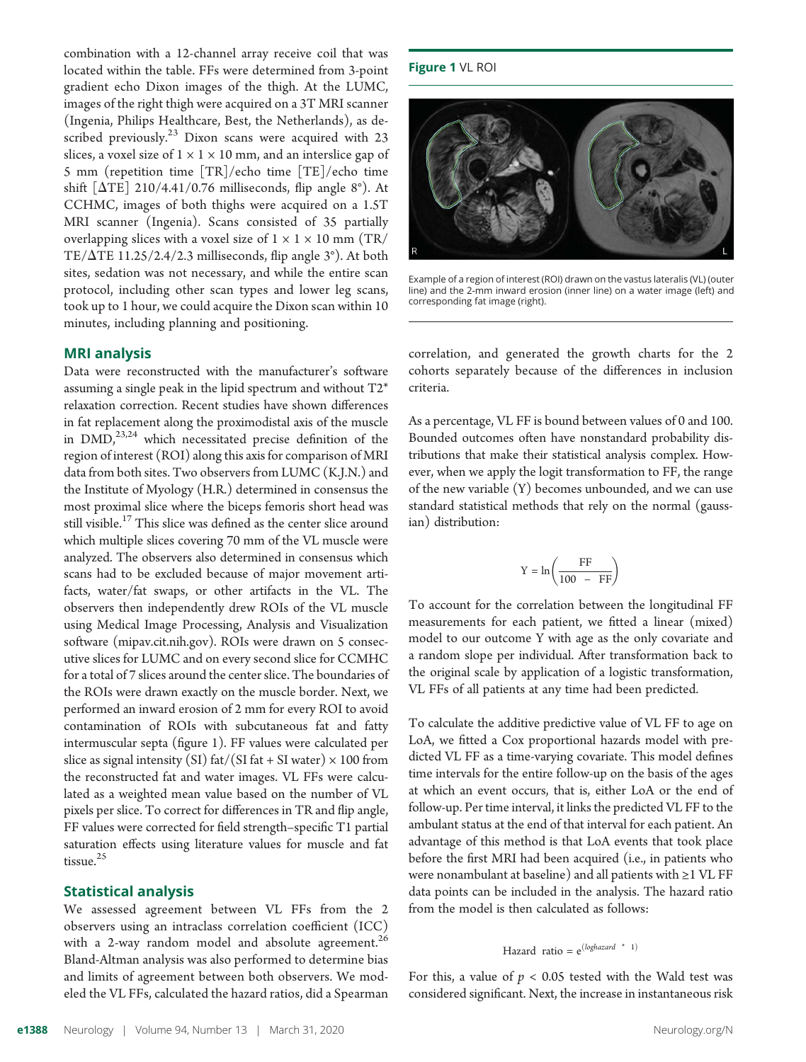combination with a 12-channel array receive coil that was located within the table. FFs were determined from 3-point gradient echo Dixon images of the thigh. At the LUMC, images of the right thigh were acquired on a 3T MRI scanner (Ingenia, Philips Healthcare, Best, the Netherlands), as described previously.[23] Dixon scans were acquired with 23 slices, a voxel size of $1 \times 1 \times 10$ mm, and an interslice gap of 5 mm (repetition time [TR]/echo time [TE]/echo time shift [ΔTE] 210/4.41/0.76 milliseconds, flip angle 8°). At CCHMC, images of both thighs were acquired on a 1.5T MRI scanner (Ingenia). Scans consisted of 35 partially overlapping slices with a voxel size of $1 \times 1 \times 10$ mm (TR/TE/ΔTE 11.25/2.4/2.3 milliseconds, flip angle 3°). At both sites, sedation was not necessary, and while the entire scan protocol, including other scan types and lower leg scans, took up to 1 hour, we could acquire the Dixon scan within 10 minutes, including planning and positioning.

## MRI analysis

Data were reconstructed with the manufacturer's software assuming a single peak in the lipid spectrum and without T2* relaxation correction. Recent studies have shown differences in fat replacement along the proximodistal axis of the muscle in DMD,[23,24] which necessitated precise definition of the region of interest (ROI) along this axis for comparison of MRI data from both sites. Two observers from LUMC (K.J.N.) and the Institute of Myology (H.R.) determined in consensus the most proximal slice where the biceps femoris short head was still visible.[17] This slice was defined as the center slice around which multiple slices covering 70 mm of the VL muscle were analyzed. The observers also determined in consensus which scans had to be excluded because of major movement artifacts, water/fat swaps, or other artifacts in the VL. The observers then independently drew ROIs of the VL muscle using Medical Image Processing, Analysis and Visualization software (mipav.cit.nih.gov). ROIs were drawn on 5 consecutive slices for LUMC and on every second slice for CCMHC for a total of 7 slices around the center slice. The boundaries of the ROIs were drawn exactly on the muscle border. Next, we performed an inward erosion of 2 mm for every ROI to avoid contamination of ROIs with subcutaneous fat and fatty intermuscular septa (figure 1). FF values were calculated per slice as signal intensity (SI) fat/(SI fat + SI water) × 100 from the reconstructed fat and water images. VL FFs were calculated as a weighted mean value based on the number of VL pixels per slice. To correct for differences in TR and flip angle, FF values were corrected for field strength–specific T1 partial saturation effects using literature values for muscle and fat tissue.[25]

**Figure 1** VL ROI

Example of a region of interest (ROI) drawn on the vastus lateralis (VL) (outer line) and the 2-mm inward erosion (inner line) on a water image (left) and corresponding fat image (right).

## Statistical analysis

We assessed agreement between VL FFs from the 2 observers using an intraclass correlation coefficient (ICC) with a 2-way random model and absolute agreement.[26] Bland-Altman analysis was also performed to determine bias and limits of agreement between both observers. We modeled the VL FFs, calculated the hazard ratios, did a Spearman correlation, and generated the growth charts for the 2 cohorts separately because of the differences in inclusion criteria.

As a percentage, VL FF is bound between values of 0 and 100. Bounded outcomes often have nonstandard probability distributions that make their statistical analysis complex. However, when we apply the logit transformation to FF, the range of the new variable (Y) becomes unbounded, and we can use standard statistical methods that rely on the normal (gaussian) distribution:

$$Y = \ln\left(\frac{FF}{100 - FF}\right)$$

To account for the correlation between the longitudinal FF measurements for each patient, we fitted a linear (mixed) model to our outcome Y with age as the only covariate and a random slope per individual. After transformation back to the original scale by application of a logistic transformation, VL FFs of all patients at any time had been predicted.

To calculate the additive predictive value of VL FF to age on LoA, we fitted a Cox proportional hazards model with predicted VL FF as a time-varying covariate. This model defines time intervals for the entire follow-up on the basis of the ages at which an event occurs, that is, either LoA or the end of follow-up. Per time interval, it links the predicted VL FF to the ambulant status at the end of that interval for each patient. An advantage of this method is that LoA events that took place before the first MRI had been acquired (i.e., in patients who were nonambulant at baseline) and all patients with ≥1 VL FF data points can be included in the analysis. The hazard ratio from the model is then calculated as follows:

$$\text{Hazard ratio} = e^{(loghazard\ *\ 1)}$$

For this, a value of $p < 0.05$ tested with the Wald test was considered significant. Next, the increase in instantaneous risk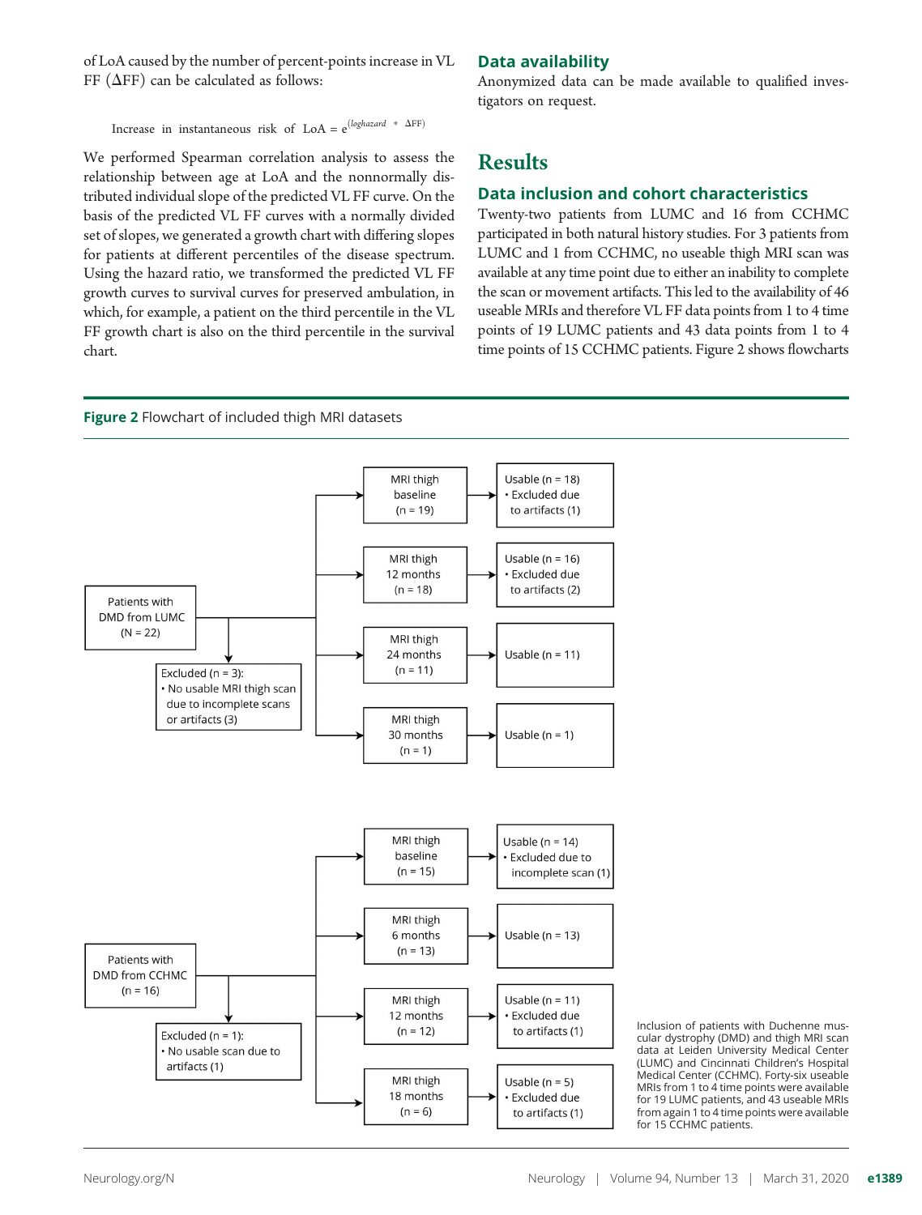of LoA caused by the number of percent-points increase in VL FF (ΔFF) can be calculated as follows:

$$\text{Increase in instantaneous risk of LoA} = e^{(loghazard\ *\ \Delta FF)}$$

We performed Spearman correlation analysis to assess the relationship between age at LoA and the nonnormally distributed individual slope of the predicted VL FF curve. On the basis of the predicted VL FF curves with a normally divided set of slopes, we generated a growth chart with differing slopes for patients at different percentiles of the disease spectrum. Using the hazard ratio, we transformed the predicted VL FF growth curves to survival curves for preserved ambulation, in which, for example, a patient on the third percentile in the VL FF growth chart is also on the third percentile in the survival chart.

## Data availability

Anonymized data can be made available to qualified investigators on request.

# Results

## Data inclusion and cohort characteristics

Twenty-two patients from LUMC and 16 from CCHMC participated in both natural history studies. For 3 patients from LUMC and 1 from CCHMC, no useable thigh MRI scan was available at any time point due to either an inability to complete the scan or movement artifacts. This led to the availability of 46 useable MRIs and therefore VL FF data points from 1 to 4 time points of 19 LUMC patients and 43 data points from 1 to 4 time points of 15 CCHMC patients. Figure 2 shows flowcharts

**Figure 2** Flowchart of included thigh MRI datasets

Patients with DMD from LUMC (N = 22)
- Excluded (n = 3):
  - No usable MRI thigh scan due to incomplete scans or artifacts (3)
- MRI thigh baseline (n = 19) → Usable (n = 18)
  - Excluded due to artifacts (1)
- MRI thigh 12 months (n = 18) → Usable (n = 16)
  - Excluded due to artifacts (2)
- MRI thigh 24 months (n = 11) → Usable (n = 11)
- MRI thigh 30 months (n = 1) → Usable (n = 1)

Patients with DMD from CCHMC (n = 16)
- Excluded (n = 1):
  - No usable scan due to artifacts (1)
- MRI thigh baseline (n = 15) → Usable (n = 14)
  - Excluded due to incomplete scan (1)
- MRI thigh 6 months (n = 13) → Usable (n = 13)
- MRI thigh 12 months (n = 12) → Usable (n = 11)
  - Excluded due to artifacts (1)
- MRI thigh 18 months (n = 6) → Usable (n = 5)
  - Excluded due to artifacts (1)

Inclusion of patients with Duchenne muscular dystrophy (DMD) and thigh MRI scan data at Leiden University Medical Center (LUMC) and Cincinnati Children's Hospital Medical Center (CCHMC). Forty-six useable MRIs from 1 to 4 time points were available for 19 LUMC patients, and 43 useable MRIs from again 1 to 4 time points were available for 15 CCHMC patients.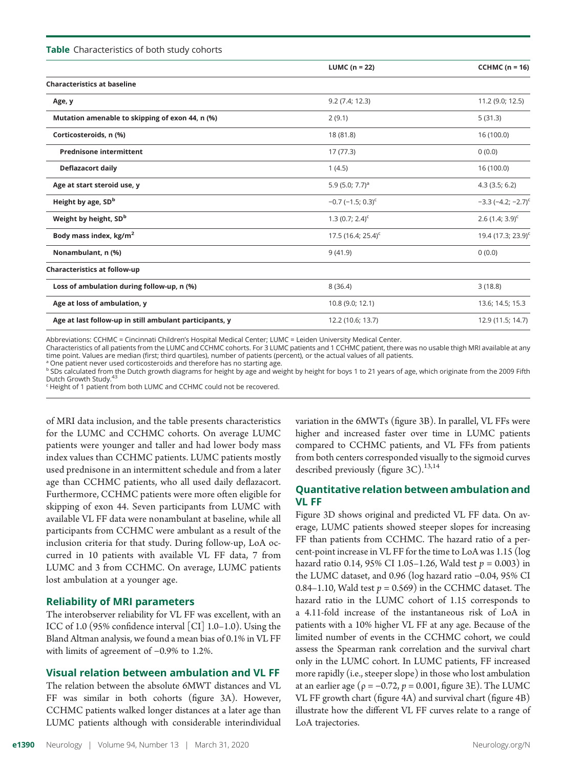**Table** Characteristics of both study cohorts

| | LUMC (n = 22) | CCHMC (n = 16) |
|---|---|---|
| **Characteristics at baseline** | | |
| **Age, y** | 9.2 (7.4; 12.3) | 11.2 (9.0; 12.5) |
| **Mutation amenable to skipping of exon 44, n (%)** | 2 (9.1) | 5 (31.3) |
| **Corticosteroids, n (%)** | 18 (81.8) | 16 (100.0) |
| **Prednisone intermittent** | 17 (77.3) | 0 (0.0) |
| **Deflazacort daily** | 1 (4.5) | 16 (100.0) |
| **Age at start steroid use, y** | 5.9 (5.0; 7.7)[a] | 4.3 (3.5; 6.2) |
| **Height by age, SD[b]** | −0.7 (−1.5; 0.3)[c] | −3.3 (−4.2; −2.7)[c] |
| **Weight by height, SD[b]** | 1.3 (0.7; 2.4)[c] | 2.6 (1.4; 3.9)[c] |
| **Body mass index, kg/m²** | 17.5 (16.4; 25.4)[c] | 19.4 (17.3; 23.9)[c] |
| **Nonambulant, n (%)** | 9 (41.9) | 0 (0.0) |
| **Characteristics at follow-up** | | |
| **Loss of ambulation during follow-up, n (%)** | 8 (36.4) | 3 (18.8) |
| **Age at loss of ambulation, y** | 10.8 (9.0; 12.1) | 13.6; 14.5; 15.3 |
| **Age at last follow-up in still ambulant participants, y** | 12.2 (10.6; 13.7) | 12.9 (11.5; 14.7) |

Abbreviations: CCHMC = Cincinnati Children's Hospital Medical Center; LUMC = Leiden University Medical Center.
Characteristics of all patients from the LUMC and CCHMC cohorts. For 3 LUMC patients and 1 CCHMC patient, there was no usable thigh MRI available at any time point. Values are median (first; third quartiles), number of patients (percent), or the actual values of all patients.
[a] One patient never used corticosteroids and therefore has no starting age.
[b] SDs calculated from the Dutch growth diagrams for height by age and weight by height for boys 1 to 21 years of age, which originate from the 2009 Fifth Dutch Growth Study.[43]
[c] Height of 1 patient from both LUMC and CCHMC could not be recovered.

of MRI data inclusion, and the table presents characteristics for the LUMC and CCHMC cohorts. On average LUMC patients were younger and taller and had lower body mass index values than CCHMC patients. LUMC patients mostly used prednisone in an intermittent schedule and from a later age than CCHMC patients, who all used daily deflazacort. Furthermore, CCHMC patients were more often eligible for skipping of exon 44. Seven participants from LUMC with available VL FF data were nonambulant at baseline, while all participants from CCHMC were ambulant as a result of the inclusion criteria for that study. During follow-up, LoA occurred in 10 patients with available VL FF data, 7 from LUMC and 3 from CCHMC. On average, LUMC patients lost ambulation at a younger age.

## Reliability of MRI parameters

The interobserver reliability for VL FF was excellent, with an ICC of 1.0 (95% confidence interval [CI] 1.0–1.0). Using the Bland Altman analysis, we found a mean bias of 0.1% in VL FF with limits of agreement of −0.9% to 1.2%.

## Visual relation between ambulation and VL FF

The relation between the absolute 6MWT distances and VL FF was similar in both cohorts (figure 3A). However, CCHMC patients walked longer distances at a later age than LUMC patients although with considerable interindividual variation in the 6MWTs (figure 3B). In parallel, VL FFs were higher and increased faster over time in LUMC patients compared to CCHMC patients, and VL FFs from patients from both centers corresponded visually to the sigmoid curves described previously (figure 3C).[13,14]

## Quantitative relation between ambulation and VL FF

Figure 3D shows original and predicted VL FF data. On average, LUMC patients showed steeper slopes for increasing FF than patients from CCHMC. The hazard ratio of a percent-point increase in VL FF for the time to LoA was 1.15 (log hazard ratio 0.14, 95% CI 1.05–1.26, Wald test $p = 0.003$) in the LUMC dataset, and 0.96 (log hazard ratio −0.04, 95% CI 0.84–1.10, Wald test $p = 0.569$) in the CCHMC dataset. The hazard ratio in the LUMC cohort of 1.15 corresponds to a 4.11-fold increase of the instantaneous risk of LoA in patients with a 10% higher VL FF at any age. Because of the limited number of events in the CCHMC cohort, we could assess the Spearman rank correlation and the survival chart only in the LUMC cohort. In LUMC patients, FF increased more rapidly (i.e., steeper slope) in those who lost ambulation at an earlier age ($\rho = -0.72$, $p = 0.001$, figure 3E). The LUMC VL FF growth chart (figure 4A) and survival chart (figure 4B) illustrate how the different VL FF curves relate to a range of LoA trajectories.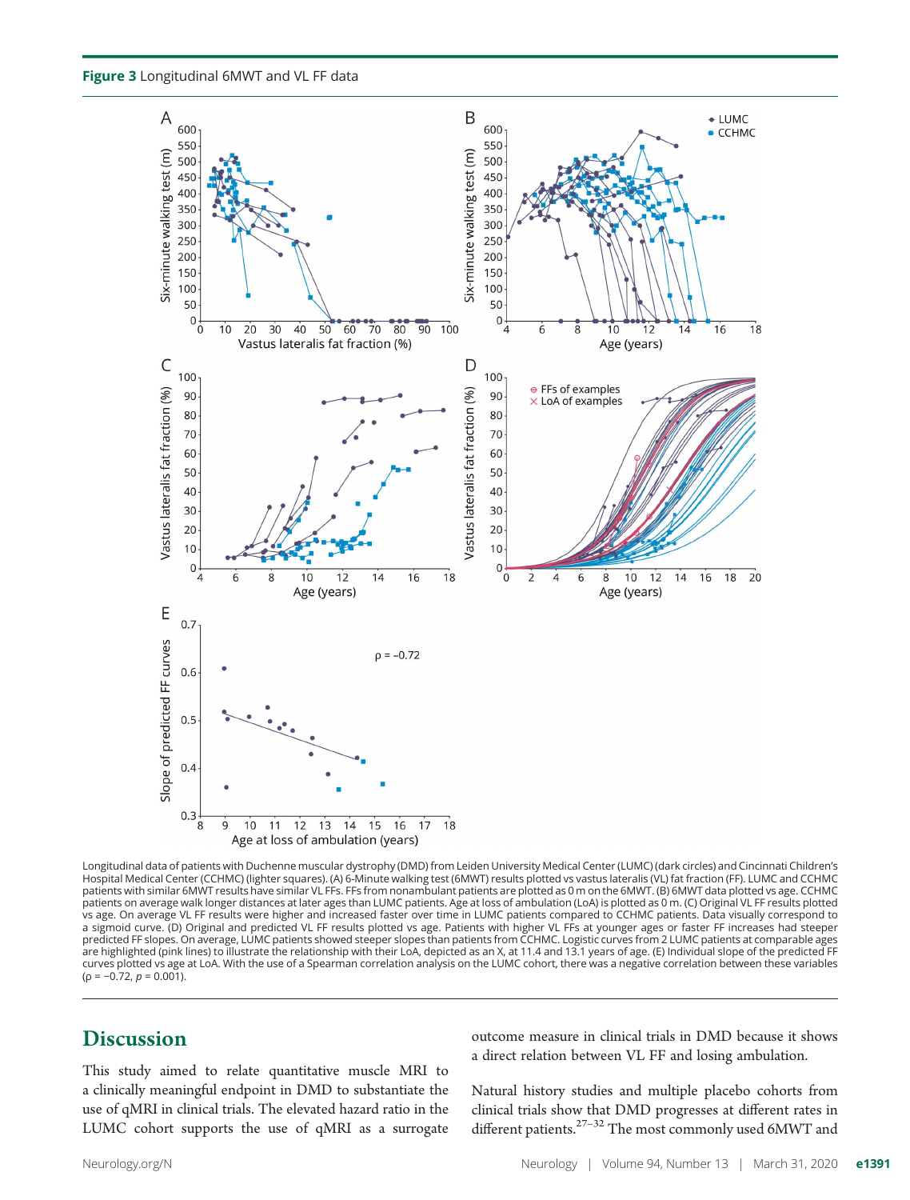**Figure 3** Longitudinal 6MWT and VL FF data

Longitudinal data of patients with Duchenne muscular dystrophy (DMD) from Leiden University Medical Center (LUMC) (dark circles) and Cincinnati Children's Hospital Medical Center (CCHMC) (lighter squares). (A) 6-Minute walking test (6MWT) results plotted vs vastus lateralis (VL) fat fraction (FF). LUMC and CCHMC patients with similar 6MWT results have similar VL FFs. FFs from nonambulant patients are plotted as 0 m on the 6MWT. (B) 6MWT data plotted vs age. CCHMC patients on average walk longer distances at later ages than LUMC patients. Age at loss of ambulation (LoA) is plotted as 0 m. (C) Original VL FF results plotted vs age. On average VL FF results were higher and increased faster over time in LUMC patients compared to CCHMC patients. Data visually correspond to a sigmoid curve. (D) Original and predicted VL FF results plotted vs age. Patients with higher VL FFs at younger ages or faster FF increases had steeper predicted FF slopes. On average, LUMC patients showed steeper slopes than patients from CCHMC. Logistic curves from 2 LUMC patients at comparable ages are highlighted (pink lines) to illustrate the relationship with their LoA, depicted as an X, at 11.4 and 13.1 years of age. (E) Individual slope of the predicted FF curves plotted vs age at LoA. With the use of a Spearman correlation analysis on the LUMC cohort, there was a negative correlation between these variables ($\rho = -0.72$, $p = 0.001$).

## Discussion

This study aimed to relate quantitative muscle MRI to a clinically meaningful endpoint in DMD to substantiate the use of qMRI in clinical trials. The elevated hazard ratio in the LUMC cohort supports the use of qMRI as a surrogate outcome measure in clinical trials in DMD because it shows a direct relation between VL FF and losing ambulation.

Natural history studies and multiple placebo cohorts from clinical trials show that DMD progresses at different rates in different patients.[27–32] The most commonly used 6MWT and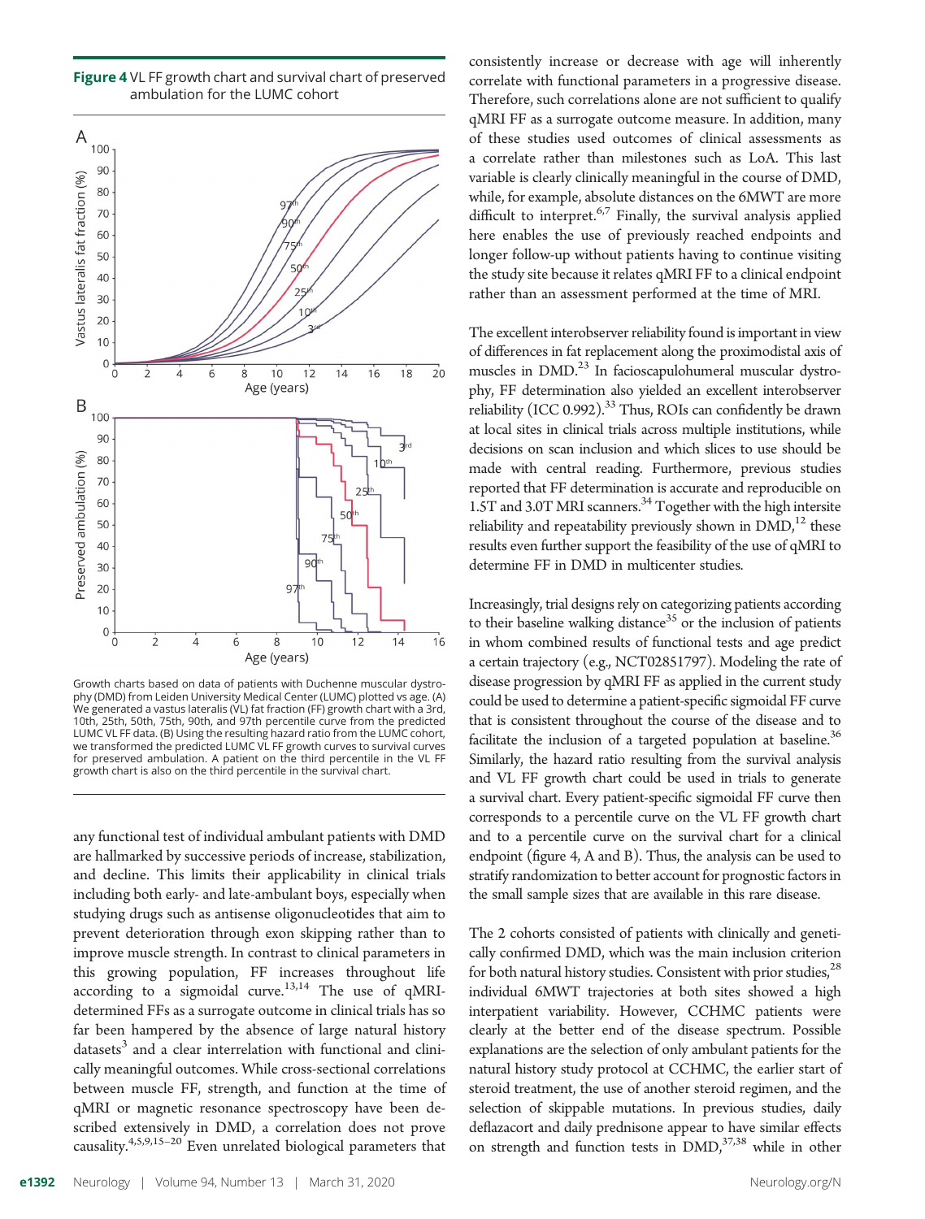**Figure 4** VL FF growth chart and survival chart of preserved ambulation for the LUMC cohort

Growth charts based on data of patients with Duchenne muscular dystrophy (DMD) from Leiden University Medical Center (LUMC) plotted vs age. (A) We generated a vastus lateralis (VL) fat fraction (FF) growth chart with a 3rd, 10th, 25th, 50th, 75th, 90th, and 97th percentile curve from the predicted LUMC VL FF data. (B) Using the resulting hazard ratio from the LUMC cohort, we transformed the predicted LUMC VL FF growth curves to survival curves for preserved ambulation. A patient on the third percentile in the VL FF growth chart is also on the third percentile in the survival chart.

any functional test of individual ambulant patients with DMD are hallmarked by successive periods of increase, stabilization, and decline. This limits their applicability in clinical trials including both early- and late-ambulant boys, especially when studying drugs such as antisense oligonucleotides that aim to prevent deterioration through exon skipping rather than to improve muscle strength. In contrast to clinical parameters in this growing population, FF increases throughout life according to a sigmoidal curve.[13,14] The use of qMRI-determined FFs as a surrogate outcome in clinical trials has so far been hampered by the absence of large natural history datasets[3] and a clear interrelation with functional and clinically meaningful outcomes. While cross-sectional correlations between muscle FF, strength, and function at the time of qMRI or magnetic resonance spectroscopy have been described extensively in DMD, a correlation does not prove causality.[4,5,9,15–20] Even unrelated biological parameters that consistently increase or decrease with age will inherently correlate with functional parameters in a progressive disease. Therefore, such correlations alone are not sufficient to qualify qMRI FF as a surrogate outcome measure. In addition, many of these studies used outcomes of clinical assessments as a correlate rather than milestones such as LoA. This last variable is clearly clinically meaningful in the course of DMD, while, for example, absolute distances on the 6MWT are more difficult to interpret.[6,7] Finally, the survival analysis applied here enables the use of previously reached endpoints and longer follow-up without patients having to continue visiting the study site because it relates qMRI FF to a clinical endpoint rather than an assessment performed at the time of MRI.

The excellent interobserver reliability found is important in view of differences in fat replacement along the proximodistal axis of muscles in DMD.[23] In facioscapulohumeral muscular dystrophy, FF determination also yielded an excellent interobserver reliability (ICC 0.992).[33] Thus, ROIs can confidently be drawn at local sites in clinical trials across multiple institutions, while decisions on scan inclusion and which slices to use should be made with central reading. Furthermore, previous studies reported that FF determination is accurate and reproducible on 1.5T and 3.0T MRI scanners.[34] Together with the high intersite reliability and repeatability previously shown in DMD,[12] these results even further support the feasibility of the use of qMRI to determine FF in DMD in multicenter studies.

Increasingly, trial designs rely on categorizing patients according to their baseline walking distance[35] or the inclusion of patients in whom combined results of functional tests and age predict a certain trajectory (e.g., NCT02851797). Modeling the rate of disease progression by qMRI FF as applied in the current study could be used to determine a patient-specific sigmoidal FF curve that is consistent throughout the course of the disease and to facilitate the inclusion of a targeted population at baseline.[36] Similarly, the hazard ratio resulting from the survival analysis and VL FF growth chart could be used in trials to generate a survival chart. Every patient-specific sigmoidal FF curve then corresponds to a percentile curve on the VL FF growth chart and to a percentile curve on the survival chart for a clinical endpoint (figure 4, A and B). Thus, the analysis can be used to stratify randomization to better account for prognostic factors in the small sample sizes that are available in this rare disease.

The 2 cohorts consisted of patients with clinically and genetically confirmed DMD, which was the main inclusion criterion for both natural history studies. Consistent with prior studies,[28] individual 6MWT trajectories at both sites showed a high interpatient variability. However, CCHMC patients were clearly at the better end of the disease spectrum. Possible explanations are the selection of only ambulant patients for the natural history study protocol at CCHMC, the earlier start of steroid treatment, the use of another steroid regimen, and the selection of skippable mutations. In previous studies, daily deflazacort and daily prednisone appear to have similar effects on strength and function tests in DMD,[37,38] while in other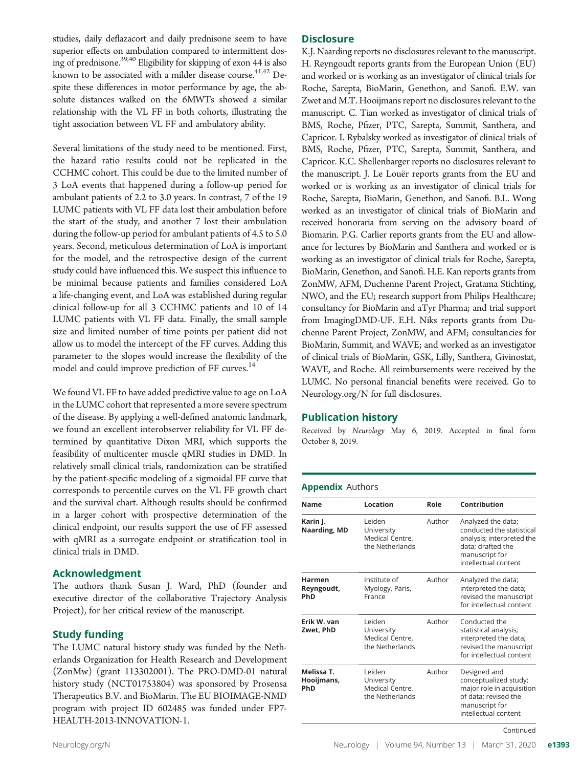studies, daily deflazacort and daily prednisone seem to have superior effects on ambulation compared to intermittent dosing of prednisone.[39,40] Eligibility for skipping of exon 44 is also known to be associated with a milder disease course.[41,42] Despite these differences in motor performance by age, the absolute distances walked on the 6MWTs showed a similar relationship with the VL FF in both cohorts, illustrating the tight association between VL FF and ambulatory ability.

Several limitations of the study need to be mentioned. First, the hazard ratio results could not be replicated in the CCHMC cohort. This could be due to the limited number of 3 LoA events that happened during a follow-up period for ambulant patients of 2.2 to 3.0 years. In contrast, 7 of the 19 LUMC patients with VL FF data lost their ambulation before the start of the study, and another 7 lost their ambulation during the follow-up period for ambulant patients of 4.5 to 5.0 years. Second, meticulous determination of LoA is important for the model, and the retrospective design of the current study could have influenced this. We suspect this influence to be minimal because patients and families considered LoA a life-changing event, and LoA was established during regular clinical follow-up for all 3 CCHMC patients and 10 of 14 LUMC patients with VL FF data. Finally, the small sample size and limited number of time points per patient did not allow us to model the intercept of the FF curves. Adding this parameter to the slopes would increase the flexibility of the model and could improve prediction of FF curves.[14]

We found VL FF to have added predictive value to age on LoA in the LUMC cohort that represented a more severe spectrum of the disease. By applying a well-defined anatomic landmark, we found an excellent interobserver reliability for VL FF determined by quantitative Dixon MRI, which supports the feasibility of multicenter muscle qMRI studies in DMD. In relatively small clinical trials, randomization can be stratified by the patient-specific modeling of a sigmoidal FF curve that corresponds to percentile curves on the VL FF growth chart and the survival chart. Although results should be confirmed in a larger cohort with prospective determination of the clinical endpoint, our results support the use of FF assessed with qMRI as a surrogate endpoint or stratification tool in clinical trials in DMD.

## Acknowledgment

The authors thank Susan J. Ward, PhD (founder and executive director of the collaborative Trajectory Analysis Project), for her critical review of the manuscript.

## Study funding

The LUMC natural history study was funded by the Netherlands Organization for Health Research and Development (ZonMw) (grant 113302001). The PRO-DMD-01 natural history study (NCT01753804) was sponsored by Prosensa Therapeutics B.V. and BioMarin. The EU BIOIMAGE-NMD program with project ID 602485 was funded under FP7-HEALTH-2013-INNOVATION-1.

## Disclosure

K.J. Naarding reports no disclosures relevant to the manuscript. H. Reyngoudt reports grants from the European Union (EU) and worked or is working as an investigator of clinical trials for Roche, Sarepta, BioMarin, Genethon, and Sanofi. E.W. van Zwet and M.T. Hooijmans report no disclosures relevant to the manuscript. C. Tian worked as investigator of clinical trials of BMS, Roche, Pfizer, PTC, Sarepta, Summit, Santhera, and Capricor. I. Rybalsky worked as investigator of clinical trials of BMS, Roche, Pfizer, PTC, Sarepta, Summit, Santhera, and Capricor. K.C. Shellenbarger reports no disclosures relevant to the manuscript. J. Le Louër reports grants from the EU and worked or is working as an investigator of clinical trials for Roche, Sarepta, BioMarin, Genethon, and Sanofi. B.L. Wong worked as an investigator of clinical trials of BioMarin and received honoraria from serving on the advisory board of Biomarin. P.G. Carlier reports grants from the EU and allowance for lectures by BioMarin and Santhera and worked or is working as an investigator of clinical trials for Roche, Sarepta, BioMarin, Genethon, and Sanofi. H.E. Kan reports grants from ZonMW, AFM, Duchenne Parent Project, Gratama Stichting, NWO, and the EU; research support from Philips Healthcare; consultancy for BioMarin and aTyr Pharma; and trial support from ImagingDMD-UF. E.H. Niks reports grants from Duchenne Parent Project, ZonMW, and AFM; consultancies for BioMarin, Summit, and WAVE; and worked as an investigator of clinical trials of BioMarin, GSK, Lilly, Santhera, Givinostat, WAVE, and Roche. All reimbursements were received by the LUMC. No personal financial benefits were received. Go to Neurology.org/N for full disclosures.

## Publication history

Received by *Neurology* May 6, 2019. Accepted in final form October 8, 2019.

**Appendix** Authors

| Name | Location | Role | Contribution |
|---|---|---|---|
| **Karin J. Naarding, MD** | Leiden University Medical Centre, the Netherlands | Author | Analyzed the data; conducted the statistical analysis; interpreted the data; drafted the manuscript for intellectual content |
| **Harmen Reyngoudt, PhD** | Institute of Myology, Paris, France | Author | Analyzed the data; interpreted the data; revised the manuscript for intellectual content |
| **Erik W. van Zwet, PhD** | Leiden University Medical Centre, the Netherlands | Author | Conducted the statistical analysis; interpreted the data; revised the manuscript for intellectual content |
| **Melissa T. Hooijmans, PhD** | Leiden University Medical Centre, the Netherlands | Author | Designed and conceptualized study; major role in acquisition of data; revised the manuscript for intellectual content |

Continued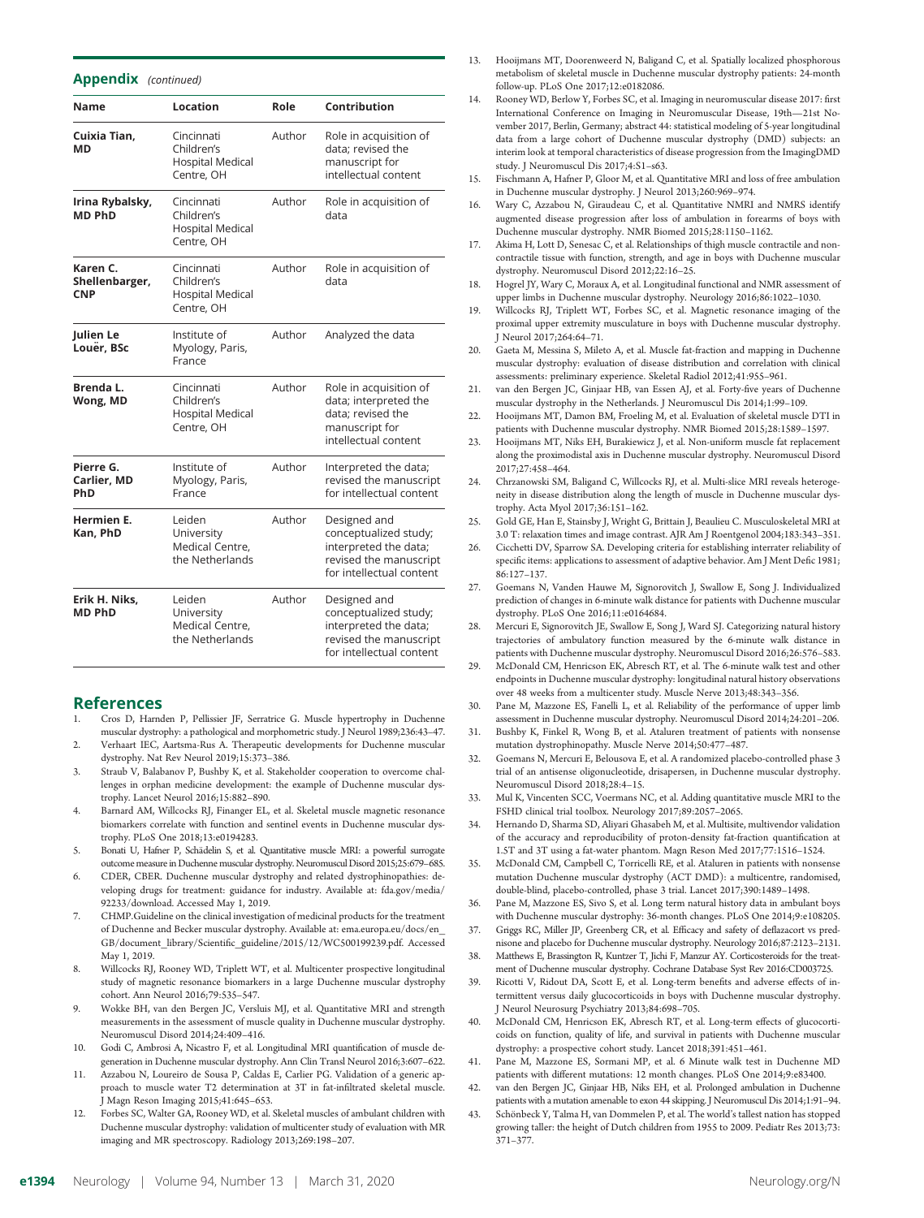## Appendix (continued)

| Name | Location | Role | Contribution |
| --- | --- | --- | --- |
| **Cuixia Tian, MD** | Cincinnati Children's Hospital Medical Centre, OH | Author | Role in acquisition of data; revised the manuscript for intellectual content |
| **Irina Rybalsky, MD PhD** | Cincinnati Children's Hospital Medical Centre, OH | Author | Role in acquisition of data |
| **Karen C. Shellenbarger, CNP** | Cincinnati Children's Hospital Medical Centre, OH | Author | Role in acquisition of data |
| **Julien Le Louër, BSc** | Institute of Myology, Paris, France | Author | Analyzed the data |
| **Brenda L. Wong, MD** | Cincinnati Children's Hospital Medical Centre, OH | Author | Role in acquisition of data; interpreted the data; revised the manuscript for intellectual content |
| **Pierre G. Carlier, MD PhD** | Institute of Myology, Paris, France | Author | Interpreted the data; revised the manuscript for intellectual content |
| **Hermien E. Kan, PhD** | Leiden University Medical Centre, the Netherlands | Author | Designed and conceptualized study; interpreted the data; revised the manuscript for intellectual content |
| **Erik H. Niks, MD PhD** | Leiden University Medical Centre, the Netherlands | Author | Designed and conceptualized study; interpreted the data; revised the manuscript for intellectual content |

## References

1. Cros D, Harnden P, Pellissier JF, Serratrice G. Muscle hypertrophy in Duchenne muscular dystrophy: a pathological and morphometric study. J Neurol 1989;236:43–47.
2. Verhaart IEC, Aartsma-Rus A. Therapeutic developments for Duchenne muscular dystrophy. Nat Rev Neurol 2019;15:373–386.
3. Straub V, Balabanov P, Bushby K, et al. Stakeholder cooperation to overcome challenges in orphan medicine development: the example of Duchenne muscular dystrophy. Lancet Neurol 2016;15:882–890.
4. Barnard AM, Willcocks RJ, Finanger EL, et al. Skeletal muscle magnetic resonance biomarkers correlate with function and sentinel events in Duchenne muscular dystrophy. PLoS One 2018;13:e0194283.
5. Bonati U, Hafner P, Schädelin S, et al. Quantitative muscle MRI: a powerful surrogate outcome measure in Duchenne muscular dystrophy. Neuromuscul Disord 2015;25:679–685.
6. CDER, CBER. Duchenne muscular dystrophy and related dystrophinopathies: developing drugs for treatment: guidance for industry. Available at: fda.gov/media/92233/download. Accessed May 1, 2019.
7. CHMP.Guideline on the clinical investigation of medicinal products for the treatment of Duchenne and Becker muscular dystrophy. Available at: ema.europa.eu/docs/en_GB/document_library/Scientific_guideline/2015/12/WC500199239.pdf. Accessed May 1, 2019.
8. Willcocks RJ, Rooney WD, Triplett WT, et al. Multicenter prospective longitudinal study of magnetic resonance biomarkers in a large Duchenne muscular dystrophy cohort. Ann Neurol 2016;79:535–547.
9. Wokke BH, van den Bergen JC, Versluis MJ, et al. Quantitative MRI and strength measurements in the assessment of muscle quality in Duchenne muscular dystrophy. Neuromuscul Disord 2014;24:409–416.
10. Godi C, Ambrosi A, Nicastro F, et al. Longitudinal MRI quantification of muscle degeneration in Duchenne muscular dystrophy. Ann Clin Transl Neurol 2016;3:607–622.
11. Azzabou N, Loureiro de Sousa P, Caldas E, Carlier PG. Validation of a generic approach to muscle water T2 determination at 3T in fat-infiltrated skeletal muscle. J Magn Reson Imaging 2015;41:645–653.
12. Forbes SC, Walter GA, Rooney WD, et al. Skeletal muscles of ambulant children with Duchenne muscular dystrophy: validation of multicenter study of evaluation with MR imaging and MR spectroscopy. Radiology 2013;269:198–207.
13. Hooijmans MT, Doorenweerd N, Baligand C, et al. Spatially localized phosphorous metabolism of skeletal muscle in Duchenne muscular dystrophy patients: 24-month follow-up. PLoS One 2017;12:e0182086.
14. Rooney WD, Berlow Y, Forbes SC, et al. Imaging in neuromuscular disease 2017: first International Conference on Imaging in Neuromuscular Disease, 19th—21st November 2017, Berlin, Germany; abstract 44: statistical modeling of 5-year longitudinal data from a large cohort of Duchenne muscular dystrophy (DMD) subjects: an interim look at temporal characteristics of disease progression from the ImagingDMD study. J Neuromuscul Dis 2017;4:S1–s63.
15. Fischmann A, Hafner P, Gloor M, et al. Quantitative MRI and loss of free ambulation in Duchenne muscular dystrophy. J Neurol 2013;260:969–974.
16. Wary C, Azzabou N, Giraudeau C, et al. Quantitative NMRI and NMRS identify augmented disease progression after loss of ambulation in forearms of boys with Duchenne muscular dystrophy. NMR Biomed 2015;28:1150–1162.
17. Akima H, Lott D, Senesac C, et al. Relationships of thigh muscle contractile and non-contractile tissue with function, strength, and age in boys with Duchenne muscular dystrophy. Neuromuscul Disord 2012;22:16–25.
18. Hogrel JY, Wary C, Moraux A, et al. Longitudinal functional and NMR assessment of upper limbs in Duchenne muscular dystrophy. Neurology 2016;86:1022–1030.
19. Willcocks RJ, Triplett WT, Forbes SC, et al. Magnetic resonance imaging of the proximal upper extremity musculature in boys with Duchenne muscular dystrophy. J Neurol 2017;264:64–71.
20. Gaeta M, Messina S, Mileto A, et al. Muscle fat-fraction and mapping in Duchenne muscular dystrophy: evaluation of disease distribution and correlation with clinical assessments: preliminary experience. Skeletal Radiol 2012;41:955–961.
21. van den Bergen JC, Ginjaar HB, van Essen AJ, et al. Forty-five years of Duchenne muscular dystrophy in the Netherlands. J Neuromuscul Dis 2014;1:99–109.
22. Hooijmans MT, Damon BM, Froeling M, et al. Evaluation of skeletal muscle DTI in patients with Duchenne muscular dystrophy. NMR Biomed 2015;28:1589–1597.
23. Hooijmans MT, Niks EH, Burakiewicz J, et al. Non-uniform muscle fat replacement along the proximodistal axis in Duchenne muscular dystrophy. Neuromuscul Disord 2017;27:458–464.
24. Chrzanowski SM, Baligand C, Willcocks RJ, et al. Multi-slice MRI reveals heterogeneity in disease distribution along the length of muscle in Duchenne muscular dystrophy. Acta Myol 2017;36:151–162.
25. Gold GE, Han E, Stainsby J, Wright G, Brittain J, Beaulieu C. Musculoskeletal MRI at 3.0 T: relaxation times and image contrast. AJR Am J Roentgenol 2004;183:343–351.
26. Cicchetti DV, Sparrow SA. Developing criteria for establishing interrater reliability of specific items: applications to assessment of adaptive behavior. Am J Ment Defic 1981;86:127–137.
27. Goemans N, Vanden Hauwe M, Signorovitch J, Swallow E, Song J. Individualized prediction of changes in 6-minute walk distance for patients with Duchenne muscular dystrophy. PLoS One 2016;11:e0164684.
28. Mercuri E, Signorovitch JE, Swallow E, Song J, Ward SJ. Categorizing natural history trajectories of ambulatory function measured by the 6-minute walk distance in patients with Duchenne muscular dystrophy. Neuromuscul Disord 2016;26:576–583.
29. McDonald CM, Henricson EK, Abresch RT, et al. The 6-minute walk test and other endpoints in Duchenne muscular dystrophy: longitudinal natural history observations over 48 weeks from a multicenter study. Muscle Nerve 2013;48:343–356.
30. Pane M, Mazzone ES, Fanelli L, et al. Reliability of the performance of upper limb assessment in Duchenne muscular dystrophy. Neuromuscul Disord 2014;24:201–206.
31. Bushby K, Finkel R, Wong B, et al. Ataluren treatment of patients with nonsense mutation dystrophinopathy. Muscle Nerve 2014;50:477–487.
32. Goemans N, Mercuri E, Belousova E, et al. A randomized placebo-controlled phase 3 trial of an antisense oligonucleotide, drisapersen, in Duchenne muscular dystrophy. Neuromuscul Disord 2018;28:4–15.
33. Mul K, Vincenten SCC, Voermans NC, et al. Adding quantitative muscle MRI to the FSHD clinical trial toolbox. Neurology 2017;89:2057–2065.
34. Hernando D, Sharma SD, Aliyari Ghasabeh M, et al. Multisite, multivendor validation of the accuracy and reproducibility of proton-density fat-fraction quantification at 1.5T and 3T using a fat-water phantom. Magn Reson Med 2017;77:1516–1524.
35. McDonald CM, Campbell C, Torricelli RE, et al. Ataluren in patients with nonsense mutation Duchenne muscular dystrophy (ACT DMD): a multicentre, randomised, double-blind, placebo-controlled, phase 3 trial. Lancet 2017;390:1489–1498.
36. Pane M, Mazzone ES, Sivo S, et al. Long term natural history data in ambulant boys with Duchenne muscular dystrophy: 36-month changes. PLoS One 2014;9:e108205.
37. Griggs RC, Miller JP, Greenberg CR, et al. Efficacy and safety of deflazacort vs prednisone and placebo for Duchenne muscular dystrophy. Neurology 2016;87:2123–2131.
38. Matthews E, Brassington R, Kuntzer T, Jichi F, Manzur AY. Corticosteroids for the treatment of Duchenne muscular dystrophy. Cochrane Database Syst Rev 2016:CD003725.
39. Ricotti V, Ridout DA, Scott E, et al. Long-term benefits and adverse effects of intermittent versus daily glucocorticoids in boys with Duchenne muscular dystrophy. J Neurol Neurosurg Psychiatry 2013;84:698–705.
40. McDonald CM, Henricson EK, Abresch RT, et al. Long-term effects of glucocorticoids on function, quality of life, and survival in patients with Duchenne muscular dystrophy: a prospective cohort study. Lancet 2018;391:451–461.
41. Pane M, Mazzone ES, Sormani MP, et al. 6 Minute walk test in Duchenne MD patients with different mutations: 12 month changes. PLoS One 2014;9:e83400.
42. van den Bergen JC, Ginjaar HB, Niks EH, et al. Prolonged ambulation in Duchenne patients with a mutation amenable to exon 44 skipping. J Neuromuscul Dis 2014;1:91–94.
43. Schönbeck Y, Talma H, van Dommelen P, et al. The world's tallest nation has stopped growing taller: the height of Dutch children from 1955 to 2009. Pediatr Res 2013;73:371–377.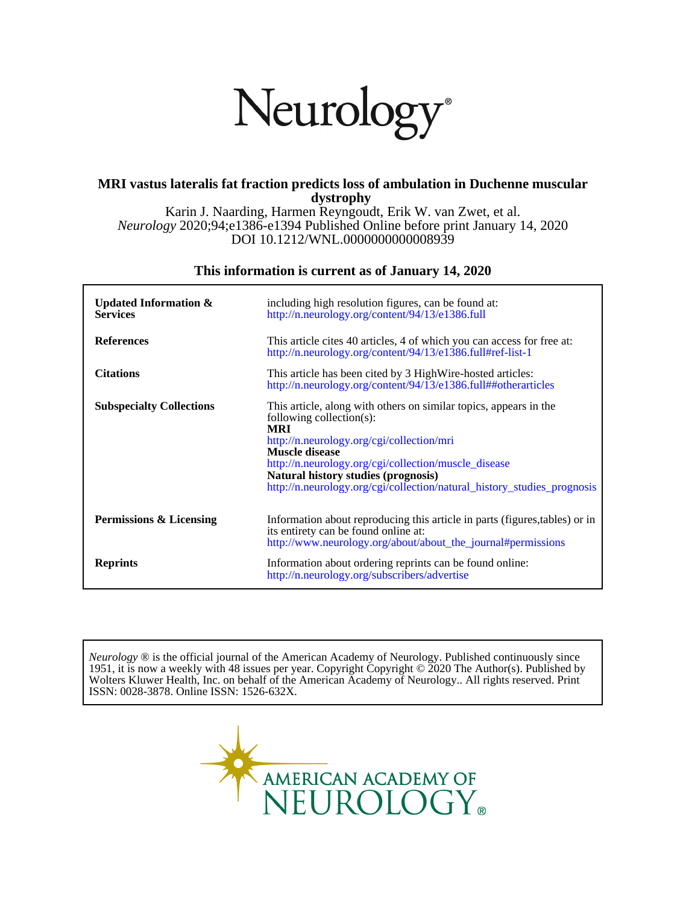# Neurology®

**MRI vastus lateralis fat fraction predicts loss of ambulation in Duchenne muscular dystrophy**

Karin J. Naarding, Harmen Reyngoudt, Erik W. van Zwet, et al.

*Neurology* 2020;94;e1386-e1394 Published Online before print January 14, 2020

DOI 10.1212/WNL.0000000000008939

**This information is current as of January 14, 2020**

| | |
|---|---|
| **Updated Information & Services** | including high resolution figures, can be found at: http://n.neurology.org/content/94/13/e1386.full |
| **References** | This article cites 40 articles, 4 of which you can access for free at: http://n.neurology.org/content/94/13/e1386.full#ref-list-1 |
| **Citations** | This article has been cited by 3 HighWire-hosted articles: http://n.neurology.org/content/94/13/e1386.full##otherarticles |
| **Subspecialty Collections** | This article, along with others on similar topics, appears in the following collection(s): **MRI** http://n.neurology.org/cgi/collection/mri **Muscle disease** http://n.neurology.org/cgi/collection/muscle_disease **Natural history studies (prognosis)** http://n.neurology.org/cgi/collection/natural_history_studies_prognosis |
| **Permissions & Licensing** | Information about reproducing this article in parts (figures,tables) or in its entirety can be found online at: http://www.neurology.org/about/about_the_journal#permissions |
| **Reprints** | Information about ordering reprints can be found online: http://n.neurology.org/subscribers/advertise |

*Neurology* ® is the official journal of the American Academy of Neurology. Published continuously since 1951, it is now a weekly with 48 issues per year. Copyright Copyright © 2020 The Author(s). Published by Wolters Kluwer Health, Inc. on behalf of the American Academy of Neurology.. All rights reserved. Print ISSN: 0028-3878. Online ISSN: 1526-632X.

AMERICAN ACADEMY OF NEUROLOGY®